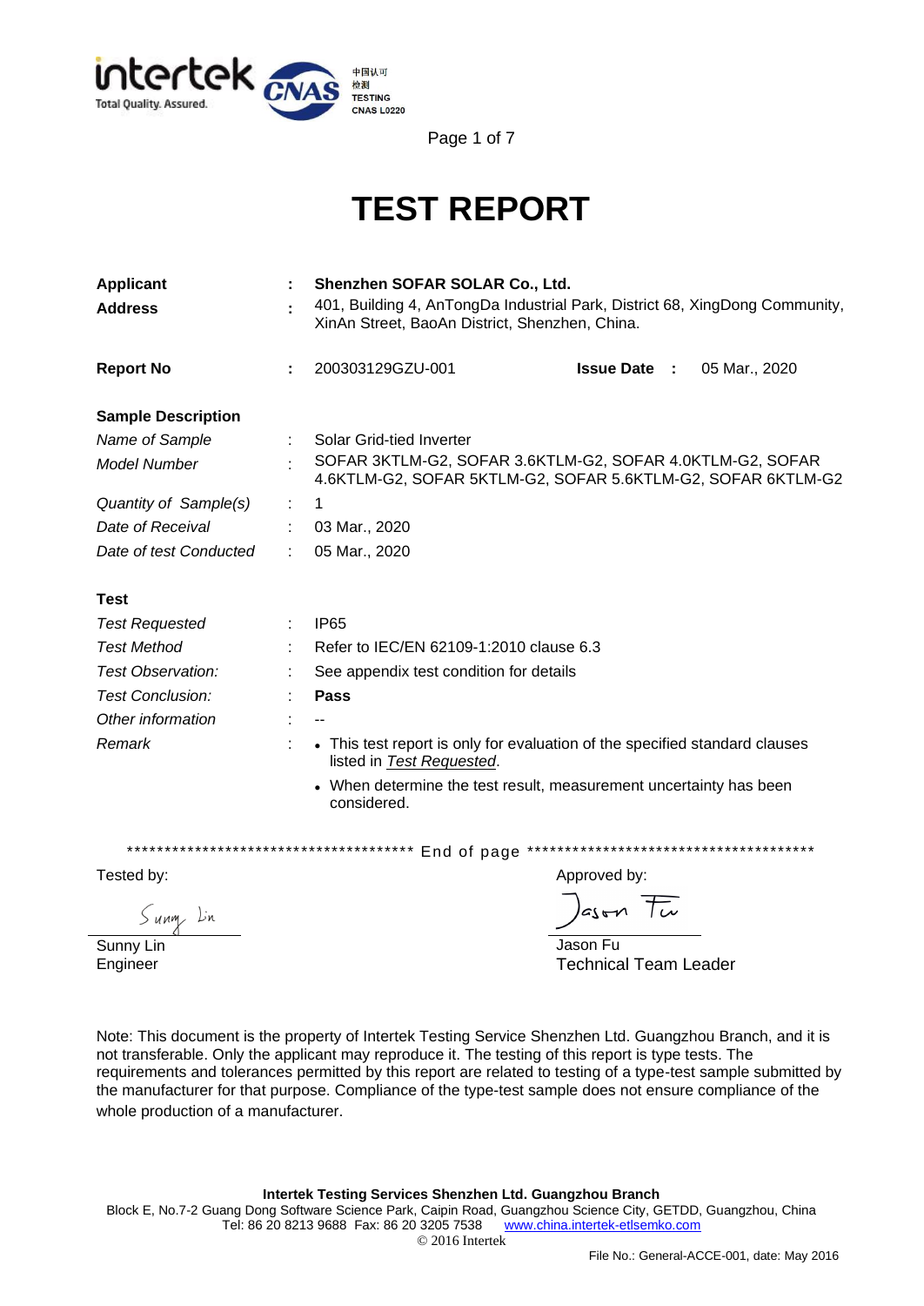# TEST REPORT

| | | |
|---|---|---|
| **Applicant** | : | **Shenzhen SOFAR SOLAR Co., Ltd.** |
| **Address** | : | 401, Building 4, AnTongDa Industrial Park, District 68, XingDong Community, XinAn Street, BaoAn District, Shenzhen, China. |

**Report No** : 200303129GZU-001 **Issue Date** : 05 Mar., 2020

**Sample Description**

| | | |
|---|---|---|
| *Name of Sample* | : | Solar Grid-tied Inverter |
| *Model Number* | : | SOFAR 3KTLM-G2, SOFAR 3.6KTLM-G2, SOFAR 4.0KTLM-G2, SOFAR 4.6KTLM-G2, SOFAR 5KTLM-G2, SOFAR 5.6KTLM-G2, SOFAR 6KTLM-G2 |
| *Quantity of Sample(s)* | : | 1 |
| *Date of Receival* | : | 03 Mar., 2020 |
| *Date of test Conducted* | : | 05 Mar., 2020 |

**Test**

| | | |
|---|---|---|
| *Test Requested* | : | IP65 |
| *Test Method* | : | Refer to IEC/EN 62109-1:2010 clause 6.3 |
| *Test Observation:* | : | See appendix test condition for details |
| *Test Conclusion:* | : | **Pass** |
| *Other information* | : | -- |
| *Remark* | : | • This test report is only for evaluation of the specified standard clauses listed in *Test Requested*.<br>• When determine the test result, measurement uncertainty has been considered. |

*************************************** End of page ***************************************

Tested by: Sunny Lin, Engineer

Approved by: Jason Fu, Technical Team Leader

Note: This document is the property of Intertek Testing Service Shenzhen Ltd. Guangzhou Branch, and it is not transferable. Only the applicant may reproduce it. The testing of this report is type tests. The requirements and tolerances permitted by this report are related to testing of a type-test sample submitted by the manufacturer for that purpose. Compliance of the type-test sample does not ensure compliance of the whole production of a manufacturer.

**Intertek Testing Services Shenzhen Ltd. Guangzhou Branch**
Block E, No.7-2 Guang Dong Software Science Park, Caipin Road, Guangzhou Science City, GETDD, Guangzhou, China
Tel: 86 20 8213 9688 Fax: 86 20 3205 7538 www.china.intertek-etlsemko.com
© 2016 Intertek

File No.: General-ACCE-001, date: May 2016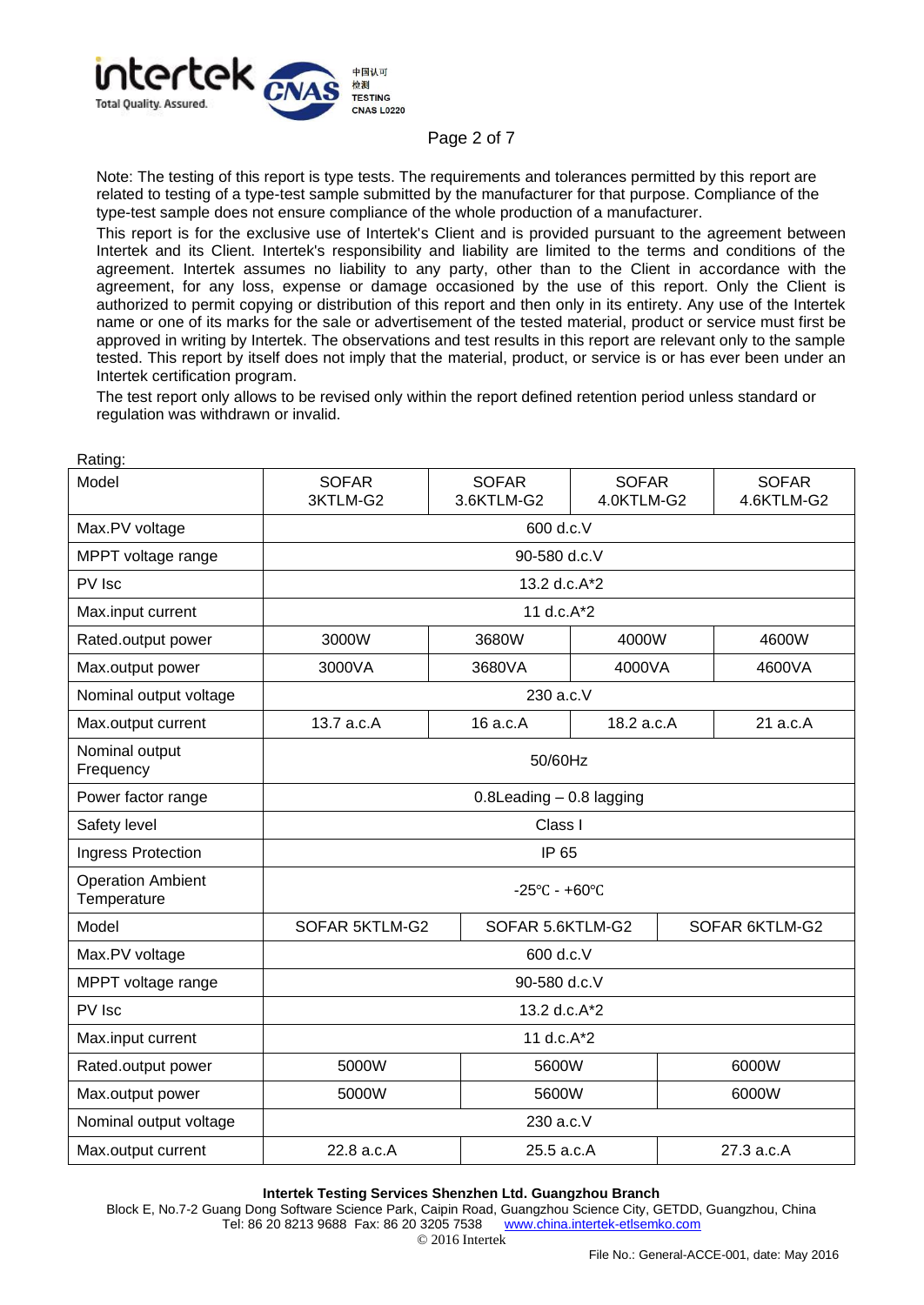Note: The testing of this report is type tests. The requirements and tolerances permitted by this report are related to testing of a type-test sample submitted by the manufacturer for that purpose. Compliance of the type-test sample does not ensure compliance of the whole production of a manufacturer.

This report is for the exclusive use of Intertek's Client and is provided pursuant to the agreement between Intertek and its Client. Intertek's responsibility and liability are limited to the terms and conditions of the agreement. Intertek assumes no liability to any party, other than to the Client in accordance with the agreement, for any loss, expense or damage occasioned by the use of this report. Only the Client is authorized to permit copying or distribution of this report and then only in its entirety. Any use of the Intertek name or one of its marks for the sale or advertisement of the tested material, product or service must first be approved in writing by Intertek. The observations and test results in this report are relevant only to the sample tested. This report by itself does not imply that the material, product, or service is or has ever been under an Intertek certification program.

The test report only allows to be revised only within the report defined retention period unless standard or regulation was withdrawn or invalid.

Rating:

| Model | SOFAR 3KTLM-G2 | SOFAR 3.6KTLM-G2 | SOFAR 4.0KTLM-G2 | SOFAR 4.6KTLM-G2 |
|---|---|---|---|---|
| Max.PV voltage | 600 d.c.V | | | |
| MPPT voltage range | 90-580 d.c.V | | | |
| PV Isc | 13.2 d.c.A*2 | | | |
| Max.input current | 11 d.c.A*2 | | | |
| Rated.output power | 3000W | 3680W | 4000W | 4600W |
| Max.output power | 3000VA | 3680VA | 4000VA | 4600VA |
| Nominal output voltage | 230 a.c.V | | | |
| Max.output current | 13.7 a.c.A | 16 a.c.A | 18.2 a.c.A | 21 a.c.A |
| Nominal output Frequency | 50/60Hz | | | |
| Power factor range | 0.8Leading – 0.8 lagging | | | |
| Safety level | Class I | | | |
| Ingress Protection | IP 65 | | | |
| Operation Ambient Temperature | -25℃ - +60℃ | | | |

| Model | SOFAR 5KTLM-G2 | SOFAR 5.6KTLM-G2 | SOFAR 6KTLM-G2 |
|---|---|---|---|
| Max.PV voltage | 600 d.c.V | | |
| MPPT voltage range | 90-580 d.c.V | | |
| PV Isc | 13.2 d.c.A*2 | | |
| Max.input current | 11 d.c.A*2 | | |
| Rated.output power | 5000W | 5600W | 6000W |
| Max.output power | 5000W | 5600W | 6000W |
| Nominal output voltage | 230 a.c.V | | |
| Max.output current | 22.8 a.c.A | 25.5 a.c.A | 27.3 a.c.A |

**Intertek Testing Services Shenzhen Ltd. Guangzhou Branch**

Block E, No.7-2 Guang Dong Software Science Park, Caipin Road, Guangzhou Science City, GETDD, Guangzhou, China
Tel: 86 20 8213 9688 Fax: 86 20 3205 7538 www.china.intertek-etlsemko.com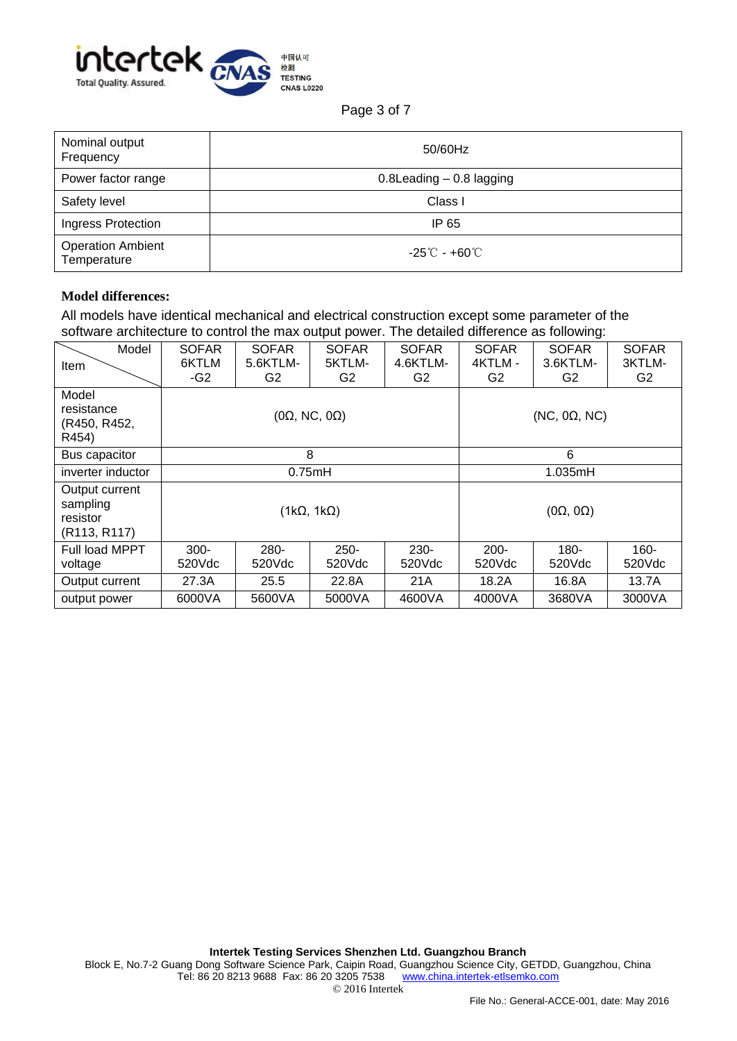| Nominal output Frequency | 50/60Hz |
|---|---|
| Power factor range | 0.8Leading – 0.8 lagging |
| Safety level | Class I |
| Ingress Protection | IP 65 |
| Operation Ambient Temperature | -25℃ - +60℃ |

**Model differences:**

All models have identical mechanical and electrical construction except some parameter of the software architecture to control the max output power. The detailed difference as following:

| Item \ Model | SOFAR 6KTLM -G2 | SOFAR 5.6KTLM-G2 | SOFAR 5KTLM-G2 | SOFAR 4.6KTLM-G2 | SOFAR 4KTLM -G2 | SOFAR 3.6KTLM-G2 | SOFAR 3KTLM-G2 |
|---|---|---|---|---|---|---|---|
| Model resistance (R450, R452, R454) | (0Ω, NC, 0Ω) | | | | (NC, 0Ω, NC) | | |
| Bus capacitor | 8 | | | | 6 | | |
| inverter inductor | 0.75mH | | | | 1.035mH | | |
| Output current sampling resistor (R113, R117) | (1kΩ, 1kΩ) | | | | (0Ω, 0Ω) | | |
| Full load MPPT voltage | 300-520Vdc | 280-520Vdc | 250-520Vdc | 230-520Vdc | 200-520Vdc | 180-520Vdc | 160-520Vdc |
| Output current | 27.3A | 25.5 | 22.8A | 21A | 18.2A | 16.8A | 13.7A |
| output power | 6000VA | 5600VA | 5000VA | 4600VA | 4000VA | 3680VA | 3000VA |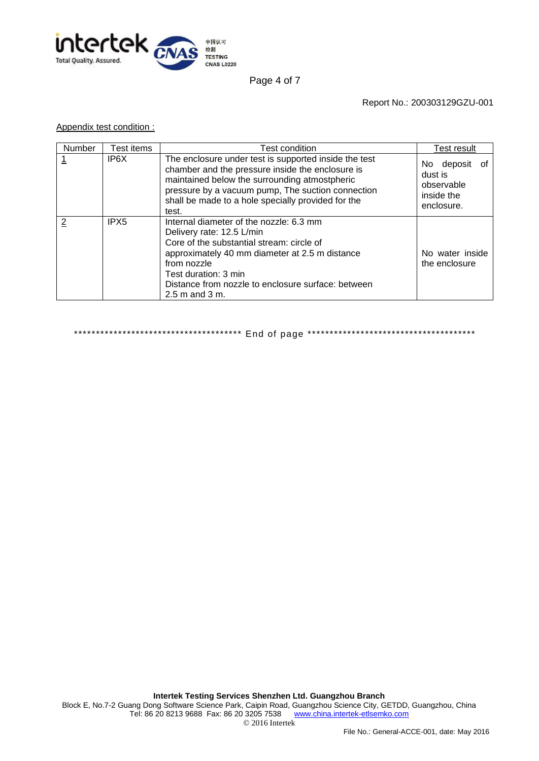Report No.: 200303129GZU-001

Appendix test condition :

| Number | Test items | Test condition | Test result |
|---|---|---|---|
| 1 | IP6X | The enclosure under test is supported inside the test chamber and the pressure inside the enclosure is maintained below the surrounding atmostpheric pressure by a vacuum pump, The suction connection shall be made to a hole specially provided for the test. | No deposit of dust is observable inside the enclosure. |
| 2 | IPX5 | Internal diameter of the nozzle: 6.3 mm<br>Delivery rate: 12.5 L/min<br>Core of the substantial stream: circle of approximately 40 mm diameter at 2.5 m distance from nozzle<br>Test duration: 3 min<br>Distance from nozzle to enclosure surface: between 2.5 m and 3 m. | No water inside the enclosure |

*************************************** End of page ***************************************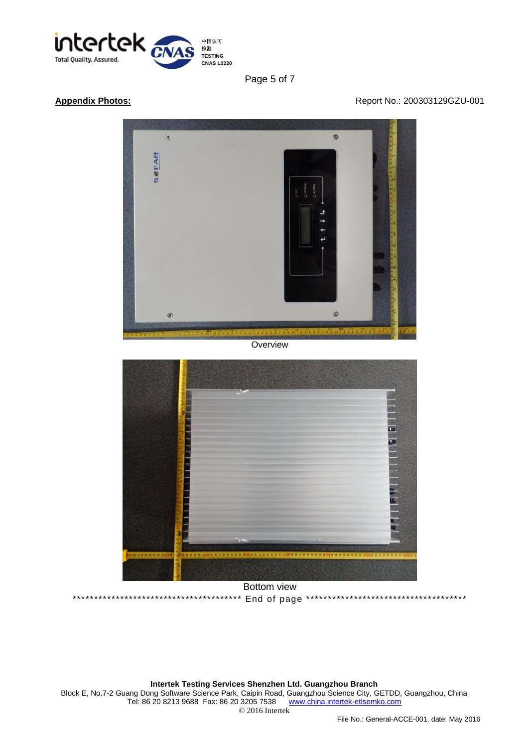**Appendix Photos:**

Report No.: 200303129GZU-001

Overview

Bottom view

**************************************** End of page *************************************

**Intertek Testing Services Shenzhen Ltd. Guangzhou Branch**
Block E, No.7-2 Guang Dong Software Science Park, Caipin Road, Guangzhou Science City, GETDD, Guangzhou, China
Tel: 86 20 8213 9688 Fax: 86 20 3205 7538 [www.china.intertek-etlsemko.com](http://www.china.intertek-etlsemko.com)
© 2016 Intertek

File No.: General-ACCE-001, date: May 2016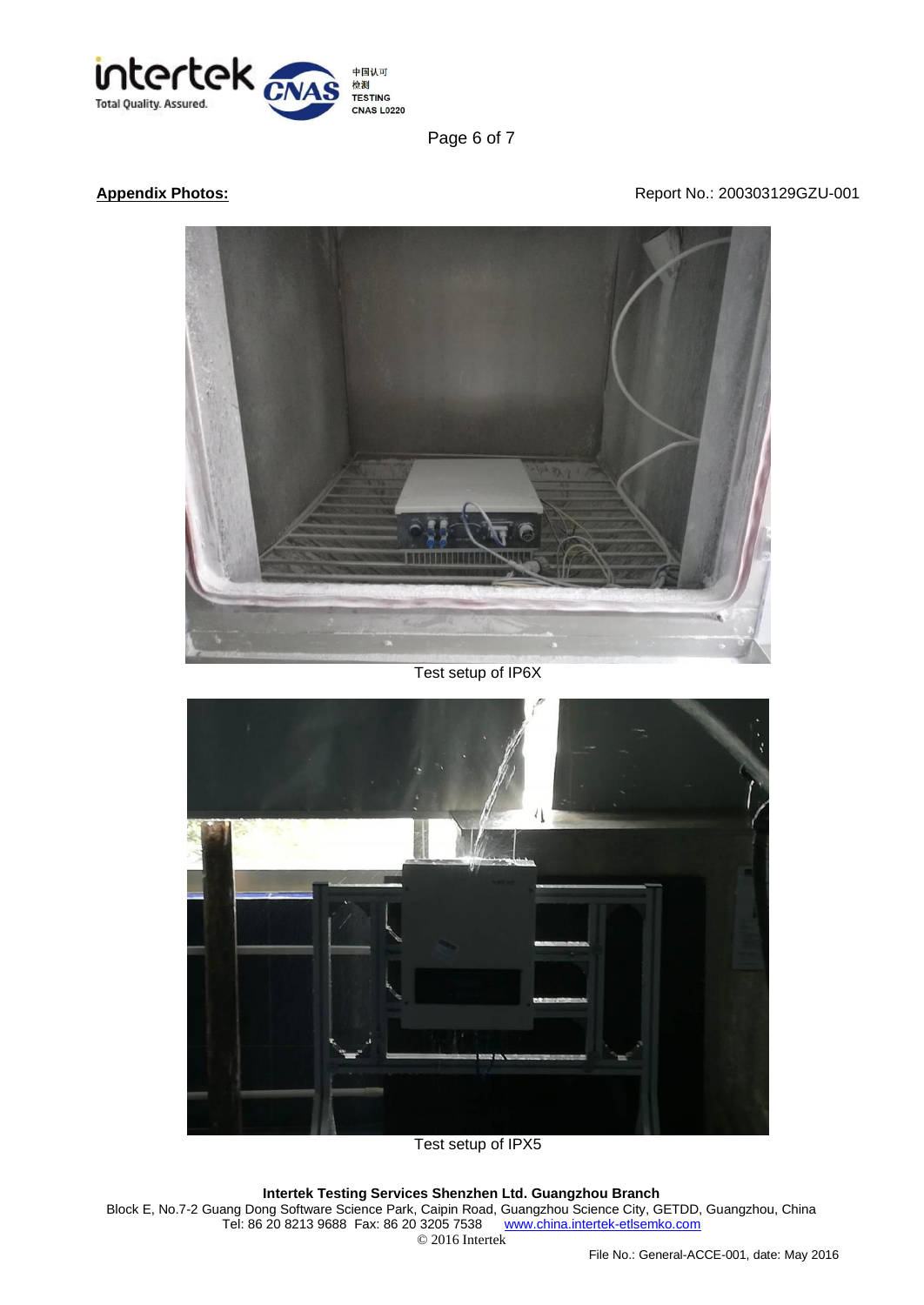**Appendix Photos:**

Report No.: 200303129GZU-001

Test setup of IP6X

Test setup of IPX5

**Intertek Testing Services Shenzhen Ltd. Guangzhou Branch**
Block E, No.7-2 Guang Dong Software Science Park, Caipin Road, Guangzhou Science City, GETDD, Guangzhou, China
Tel: 86 20 8213 9688 Fax: 86 20 3205 7538 www.china.intertek-etlsemko.com
© 2016 Intertek

File No.: General-ACCE-001, date: May 2016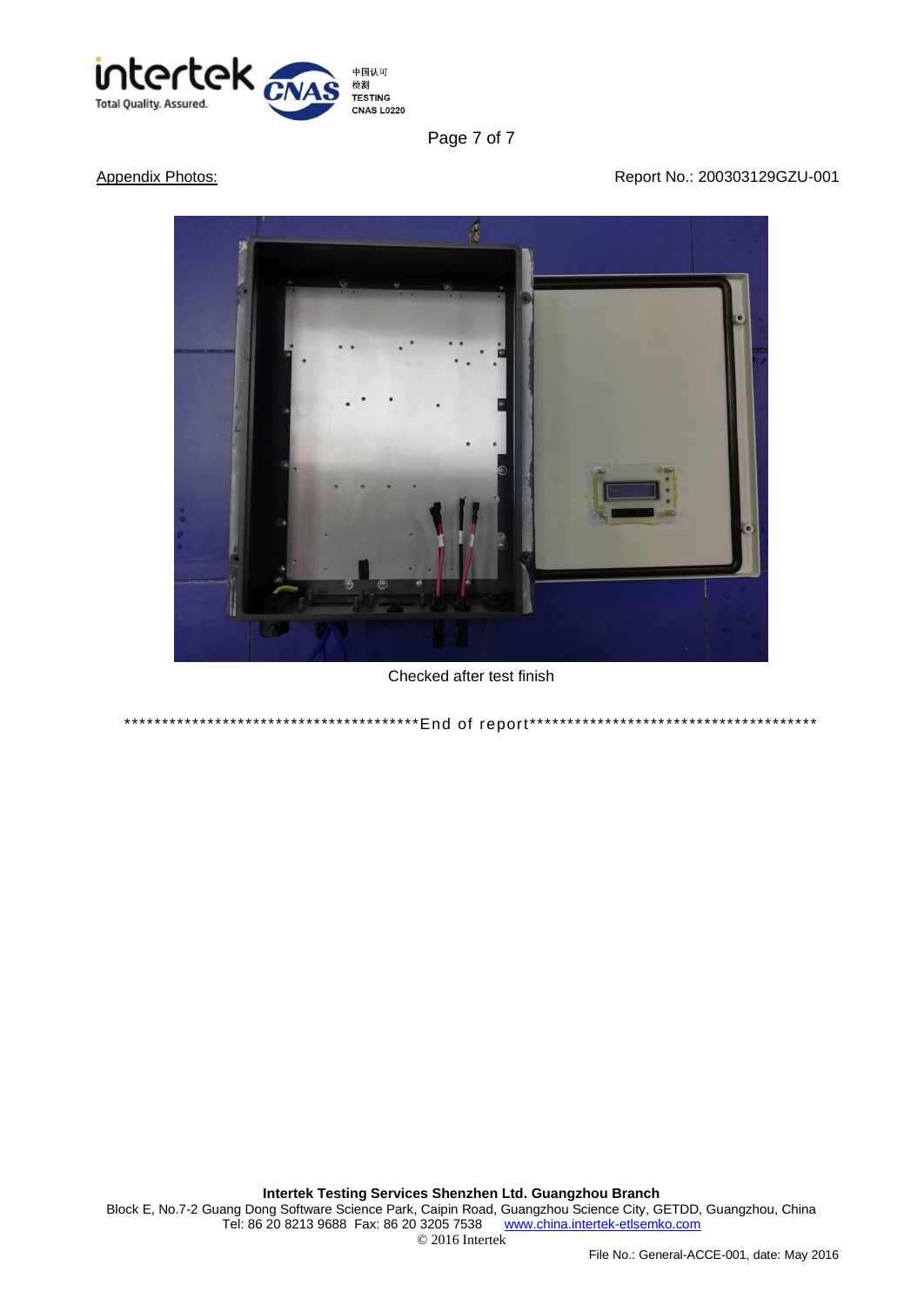Appendix Photos:

Report No.: 200303129GZU-001

Checked after test finish

****************************************End of report****************************************